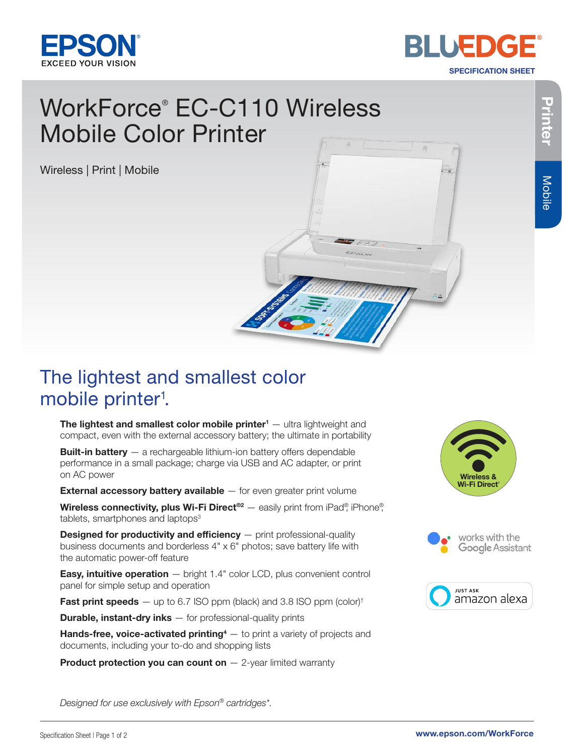EPSON
EXCEED YOUR VISION

BLUEDGE®
SPECIFICATION SHEET

Printer | Mobile

# WorkForce® EC-C110 Wireless Mobile Color Printer

Wireless | Print | Mobile

## The lightest and smallest color mobile printer[1].

- **The lightest and smallest color mobile printer[1]** — ultra lightweight and compact, even with the external accessory battery; the ultimate in portability
- **Built-in battery** — a rechargeable lithium-ion battery offers dependable performance in a small package; charge via USB and AC adapter, or print on AC power
- **External accessory battery available** — for even greater print volume
- **Wireless connectivity, plus Wi-Fi Direct®[2]** — easily print from iPad®, iPhone®, tablets, smartphones and laptops[3]
- **Designed for productivity and efficiency** — print professional-quality business documents and borderless 4" x 6" photos; save battery life with the automatic power-off feature
- **Easy, intuitive operation** — bright 1.4" color LCD, plus convenient control panel for simple setup and operation
- **Fast print speeds** — up to 6.7 ISO ppm (black) and 3.8 ISO ppm (color)†
- **Durable, instant-dry inks** — for professional-quality prints
- **Hands-free, voice-activated printing[4]** — to print a variety of projects and documents, including your to-do and shopping lists
- **Product protection you can count on** — 2-year limited warranty

Wireless & Wi-Fi Direct®

works with the Google Assistant

JUST ASK amazon alexa

*Designed for use exclusively with Epson® cartridges*.*

www.epson.com/WorkForce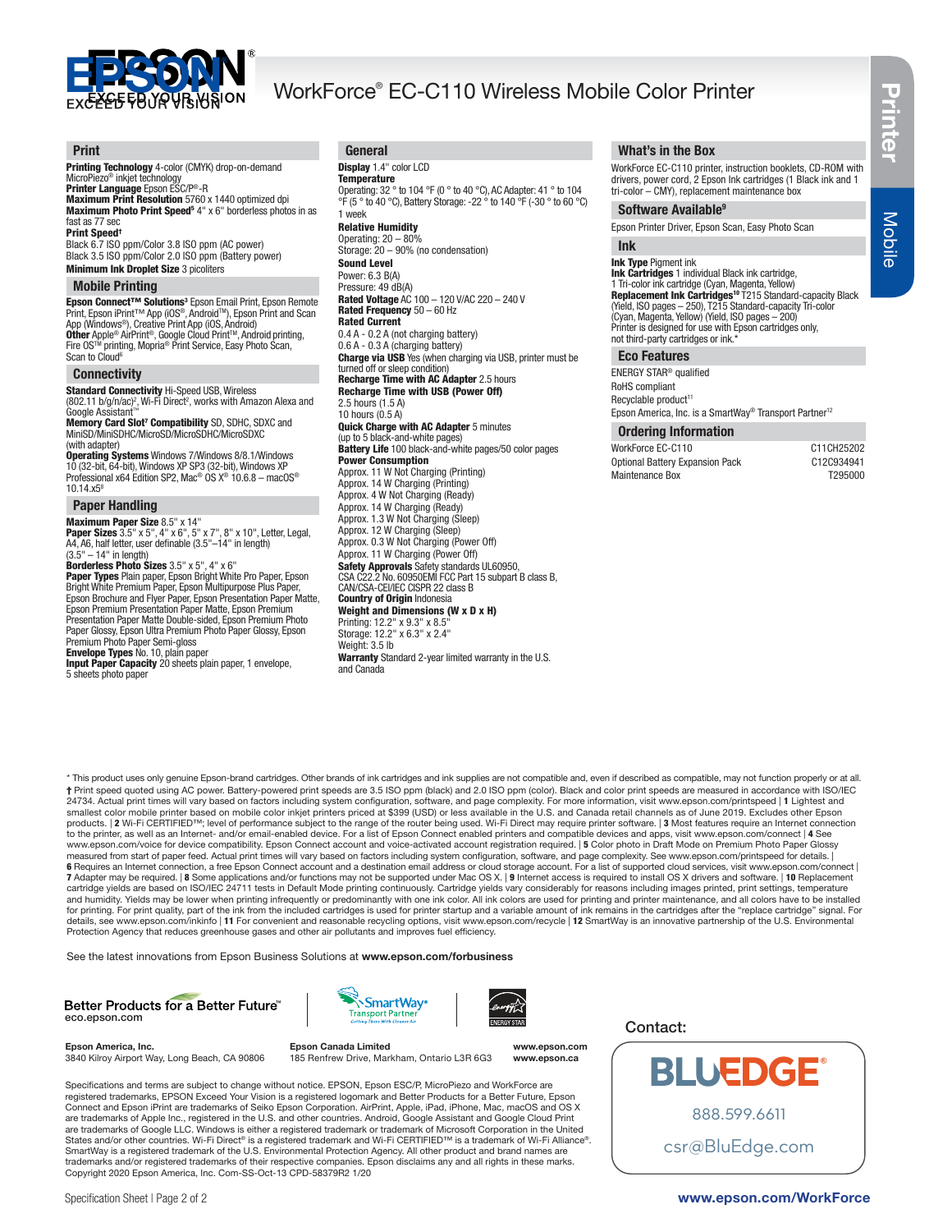# WorkForce® EC-C110 Wireless Mobile Color Printer

## Print

**Printing Technology** 4-color (CMYK) drop-on-demand MicroPiezo® inkjet technology
**Printer Language** Epson ESC/P®-R
**Maximum Print Resolution** 5760 x 1440 optimized dpi
**Maximum Photo Print Speed**[5] 4" x 6" borderless photos in as fast as 77 sec
**Print Speed**†
Black 6.7 ISO ppm/Color 3.8 ISO ppm (AC power)
Black 3.5 ISO ppm/Color 2.0 ISO ppm (Battery power)
**Minimum Ink Droplet Size** 3 picoliters

## Mobile Printing

**Epson Connect™ Solutions**[3] Epson Email Print, Epson Remote Print, Epson iPrint™ App (iOS®, Android™), Epson Print and Scan App (Windows®), Creative Print App (iOS, Android)
**Other** Apple® AirPrint®, Google Cloud Print™, Android printing, Fire OS™ printing, Mopria® Print Service, Easy Photo Scan, Scan to Cloud[6]

## Connectivity

**Standard Connectivity** Hi-Speed USB, Wireless (802.11 b/g/n/ac)[2], Wi-Fi Direct[2], works with Amazon Alexa and Google Assistant™
**Memory Card Slot**[7] **Compatibility** SD, SDHC, SDXC and MiniSD/MiniSDHC/MicroSD/MicroSDHC/MicroSDXC (with adapter)
**Operating Systems** Windows 7/Windows 8/8.1/Windows 10 (32-bit, 64-bit), Windows XP SP3 (32-bit), Windows XP Professional x64 Edition SP2, Mac® OS X® 10.6.8 – macOS® 10.14.x[8]

## Paper Handling

**Maximum Paper Size** 8.5" x 14"
**Paper Sizes** 3.5" x 5", 4" x 6", 5" x 7", 8" x 10", Letter, Legal, A4, A6, half letter, user definable (3.5"–14" in length) (3.5" – 14" in length)
**Borderless Photo Sizes** 3.5" x 5", 4" x 6"
**Paper Types** Plain paper, Epson Bright White Pro Paper, Epson Bright White Premium Paper, Epson Multipurpose Plus Paper, Epson Brochure and Flyer Paper, Epson Presentation Paper Matte, Epson Premium Presentation Paper Matte, Epson Premium Presentation Paper Matte Double-sided, Epson Premium Photo Paper Glossy, Epson Ultra Premium Photo Paper Glossy, Epson Premium Photo Paper Semi-gloss
**Envelope Types** No. 10, plain paper
**Input Paper Capacity** 20 sheets plain paper, 1 envelope, 5 sheets photo paper

## General

**Display** 1.4" color LCD
**Temperature**
Operating: 32 °F to 104 °F (0 ° to 40 °C), AC Adapter: 41 ° to 104 °F (5 ° to 40 °C), Battery Storage: -22 ° to 140 °F (-30 ° to 60 °C) 1 week
**Relative Humidity**
Operating: 20 – 80%
Storage: 20 – 90% (no condensation)
**Sound Level**
Power: 6.3 B(A)
Pressure: 49 dB(A)
**Rated Voltage** AC 100 – 120 V/AC 220 – 240 V
**Rated Frequency** 50 – 60 Hz
**Rated Current**
0.4 A - 0.2 A (not charging battery)
0.6 A - 0.3 A (charging battery)
**Charge via USB** Yes (when charging via USB, printer must be turned off or sleep condition)
**Recharge Time with AC Adapter** 2.5 hours
**Recharge Time with USB (Power Off)**
2.5 hours (1.5 A)
10 hours (0.5 A)
**Quick Charge with AC Adapter** 5 minutes (up to 5 black-and-white pages)
**Battery Life** 100 black-and-white pages/50 color pages
**Power Consumption**
Approx. 11 W Not Charging (Printing)
Approx. 14 W Charging (Printing)
Approx. 4 W Not Charging (Ready)
Approx. 14 W Charging (Ready)
Approx. 1.3 W Not Charging (Sleep)
Approx. 12 W Charging (Sleep)
Approx. 0.3 W Not Charging (Power Off)
Approx. 11 W Charging (Power Off)
**Safety Approvals** Safety standards UL60950, CSA C22.2 No. 60950EMI FCC Part 15 subpart B class B, CAN/CSA-CEI/IEC CISPR 22 class B
**Country of Origin** Indonesia
**Weight and Dimensions (W x D x H)**
Printing: 12.2" x 9.3" x 8.5"
Storage: 12.2" x 6.3" x 2.4"
Weight: 3.5 lb
**Warranty** Standard 2-year limited warranty in the U.S. and Canada

## What's in the Box

WorkForce EC-C110 printer, instruction booklets, CD-ROM with drivers, power cord, 2 Epson Ink cartridges (1 Black ink and 1 tri-color – CMY), replacement maintenance box

## Software Available[9]

Epson Printer Driver, Epson Scan, Easy Photo Scan

## Ink

**Ink Type** Pigment ink
**Ink Cartridges** 1 individual Black ink cartridge, 1 Tri-color ink cartridge (Cyan, Magenta, Yellow)
**Replacement Ink Cartridges**[10] T215 Standard-capacity Black (Yield, ISO pages – 250), T215 Standard-capacity Tri-color (Cyan, Magenta, Yellow) (Yield, ISO pages – 200)
Printer is designed for use with Epson cartridges only, not third-party cartridges or ink.*

## Eco Features

ENERGY STAR® qualified
RoHS compliant
Recyclable product[11]
Epson America, Inc. is a SmartWay® Transport Partner[12]

## Ordering Information

| | |
|---|---|
| WorkForce EC-C110 | C11CH25202 |
| Optional Battery Expansion Pack | C12C934941 |
| Maintenance Box | T295000 |

\* This product uses only genuine Epson-brand cartridges. Other brands of ink cartridges and ink supplies are not compatible and, even if described as compatible, may not function properly or at all.
† Print speed quoted using AC power. Battery-powered print speeds are 3.5 ISO ppm (black) and 2.0 ISO ppm (color). Black and color print speeds are measured in accordance with ISO/IEC 24734. Actual print times will vary based on factors including system configuration, software, and page complexity. For more information, visit www.epson.com/printspeed | **1** Lightest and smallest color mobile printer based on mobile color inkjet printers priced at $399 (USD) or less available in the U.S. and Canada retail channels as of June 2019. Excludes other Epson products. | **2** Wi-Fi CERTIFIED™; level of performance subject to the range of the router being used. Wi-Fi Direct may require printer software. | **3** Most features require an Internet connection to the printer, as well as an Internet- and/or email-enabled device. For a list of Epson Connect enabled printers and compatible devices and apps, visit www.epson.com/connect | **4** See www.epson.com/voice for device compatibility. Epson Connect account and voice-activated account registration required. | **5** Color photo in Draft Mode on Premium Photo Paper Glossy measured from start of paper feed. Actual print times will vary based on factors including system configuration, software, and page complexity. See www.epson.com/printspeed for details. | **6** Requires an Internet connection, a free Epson Connect account and a destination email address or cloud storage account. For a list of supported cloud services, visit www.epson.com/connect | **7** Adapter may be required. | **8** Some applications and/or functions may not be supported under Mac OS X. | **9** Internet access is required to install OS X drivers and software. | **10** Replacement cartridge yields are based on ISO/IEC 24711 tests in Default Mode printing continuously. Cartridge yields vary considerably for reasons including images printed, print settings, temperature and humidity. Yields may be lower when printing infrequently or predominantly with one ink color. All ink colors are used for printing and printer maintenance, and all colors have to be installed for printing. For print quality, part of the ink from the included cartridges is used for printer startup and a variable amount of ink remains in the cartridges after the "replace cartridge" signal. For details, see www.epson.com/inkinfo | **11** For convenient and reasonable recycling options, visit www.epson.com/recycle | **12** SmartWay is an innovative partnership of the U.S. Environmental Protection Agency that reduces greenhouse gases and other air pollutants and improves fuel efficiency.

See the latest innovations from Epson Business Solutions at **www.epson.com/forbusiness**

Better Products for a Better Future™
eco.epson.com

**Epson America, Inc.**
3840 Kilroy Airport Way, Long Beach, CA 90806

**Epson Canada Limited**
185 Renfrew Drive, Markham, Ontario L3R 6G3

**www.epson.com**
**www.epson.ca**

Contact:
BLUEDGE®
888.599.6611
csr@BluEdge.com

Specifications and terms are subject to change without notice. EPSON, Epson ESC/P, MicroPiezo and WorkForce are registered trademarks, EPSON Exceed Your Vision is a registered logomark and Better Products for a Better Future, Epson Connect and Epson iPrint are trademarks of Seiko Epson Corporation. AirPrint, Apple, iPad, iPhone, Mac, macOS and OS X are trademarks of Apple Inc., registered in the U.S. and other countries. Android, Google Assistant and Google Cloud Print are trademarks of Google LLC. Windows is either a registered trademark or trademark of Microsoft Corporation in the United States and/or other countries. Wi-Fi Direct® is a registered trademark and Wi-Fi CERTIFIED™ is a trademark of Wi-Fi Alliance®. SmartWay is a registered trademark of the U.S. Environmental Protection Agency. All other product and brand names are trademarks and/or registered trademarks of their respective companies. Epson disclaims any and all rights in these marks. Copyright 2020 Epson America, Inc. Com-SS-Oct-13 CPD-58379R2 1/20

www.epson.com/WorkForce